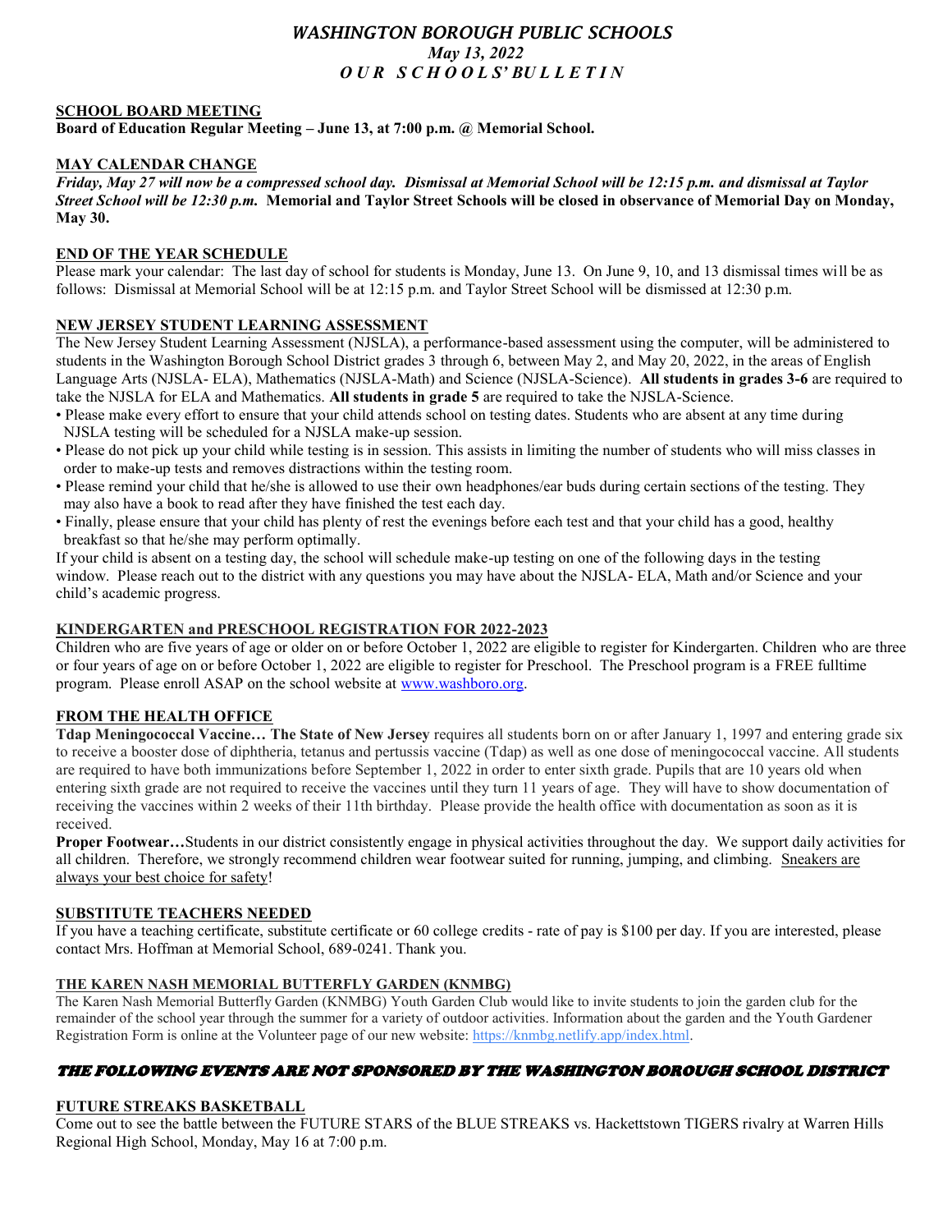# *WASHINGTON BOROUGH PUBLIC SCHOOLS*

***May 13, 2022***

***O U R   S C H O O L S' B U L L E T I N***

## SCHOOL BOARD MEETING

**Board of Education Regular Meeting – June 13, at 7:00 p.m. @ Memorial School.**

## MAY CALENDAR CHANGE

***Friday, May 27 will now be a compressed school day. Dismissal at Memorial School will be 12:15 p.m. and dismissal at Taylor Street School will be 12:30 p.m.*** **Memorial and Taylor Street Schools will be closed in observance of Memorial Day on Monday, May 30.**

## END OF THE YEAR SCHEDULE

Please mark your calendar: The last day of school for students is Monday, June 13. On June 9, 10, and 13 dismissal times will be as follows: Dismissal at Memorial School will be at 12:15 p.m. and Taylor Street School will be dismissed at 12:30 p.m.

## NEW JERSEY STUDENT LEARNING ASSESSMENT

The New Jersey Student Learning Assessment (NJSLA), a performance-based assessment using the computer, will be administered to students in the Washington Borough School District grades 3 through 6, between May 2, and May 20, 2022, in the areas of English Language Arts (NJSLA- ELA), Mathematics (NJSLA-Math) and Science (NJSLA-Science). **All students in grades 3-6** are required to take the NJSLA for ELA and Mathematics. **All students in grade 5** are required to take the NJSLA-Science.

- Please make every effort to ensure that your child attends school on testing dates. Students who are absent at any time during NJSLA testing will be scheduled for a NJSLA make-up session.
- Please do not pick up your child while testing is in session. This assists in limiting the number of students who will miss classes in order to make-up tests and removes distractions within the testing room.
- Please remind your child that he/she is allowed to use their own headphones/ear buds during certain sections of the testing. They may also have a book to read after they have finished the test each day.
- Finally, please ensure that your child has plenty of rest the evenings before each test and that your child has a good, healthy breakfast so that he/she may perform optimally.

If your child is absent on a testing day, the school will schedule make-up testing on one of the following days in the testing window. Please reach out to the district with any questions you may have about the NJSLA- ELA, Math and/or Science and your child's academic progress.

## KINDERGARTEN and PRESCHOOL REGISTRATION FOR 2022-2023

Children who are five years of age or older on or before October 1, 2022 are eligible to register for Kindergarten. Children who are three or four years of age on or before October 1, 2022 are eligible to register for Preschool. The Preschool program is a FREE fulltime program. Please enroll ASAP on the school website at www.washboro.org.

## FROM THE HEALTH OFFICE

**Tdap Meningococcal Vaccine… The State of New Jersey** requires all students born on or after January 1, 1997 and entering grade six to receive a booster dose of diphtheria, tetanus and pertussis vaccine (Tdap) as well as one dose of meningococcal vaccine. All students are required to have both immunizations before September 1, 2022 in order to enter sixth grade. Pupils that are 10 years old when entering sixth grade are not required to receive the vaccines until they turn 11 years of age. They will have to show documentation of receiving the vaccines within 2 weeks of their 11th birthday. Please provide the health office with documentation as soon as it is received.

**Proper Footwear…**Students in our district consistently engage in physical activities throughout the day. We support daily activities for all children. Therefore, we strongly recommend children wear footwear suited for running, jumping, and climbing. Sneakers are always your best choice for safety!

## SUBSTITUTE TEACHERS NEEDED

If you have a teaching certificate, substitute certificate or 60 college credits - rate of pay is $100 per day. If you are interested, please contact Mrs. Hoffman at Memorial School, 689-0241. Thank you.

## THE KAREN NASH MEMORIAL BUTTERFLY GARDEN (KNMBG)

The Karen Nash Memorial Butterfly Garden (KNMBG) Youth Garden Club would like to invite students to join the garden club for the remainder of the school year through the summer for a variety of outdoor activities. Information about the garden and the Youth Gardener Registration Form is online at the Volunteer page of our new website: https://knmbg.netlify.app/index.html.

## *THE FOLLOWING EVENTS ARE NOT SPONSORED BY THE WASHINGTON BOROUGH SCHOOL DISTRICT*

## FUTURE STREAKS BASKETBALL

Come out to see the battle between the FUTURE STARS of the BLUE STREAKS vs. Hackettstown TIGERS rivalry at Warren Hills Regional High School, Monday, May 16 at 7:00 p.m.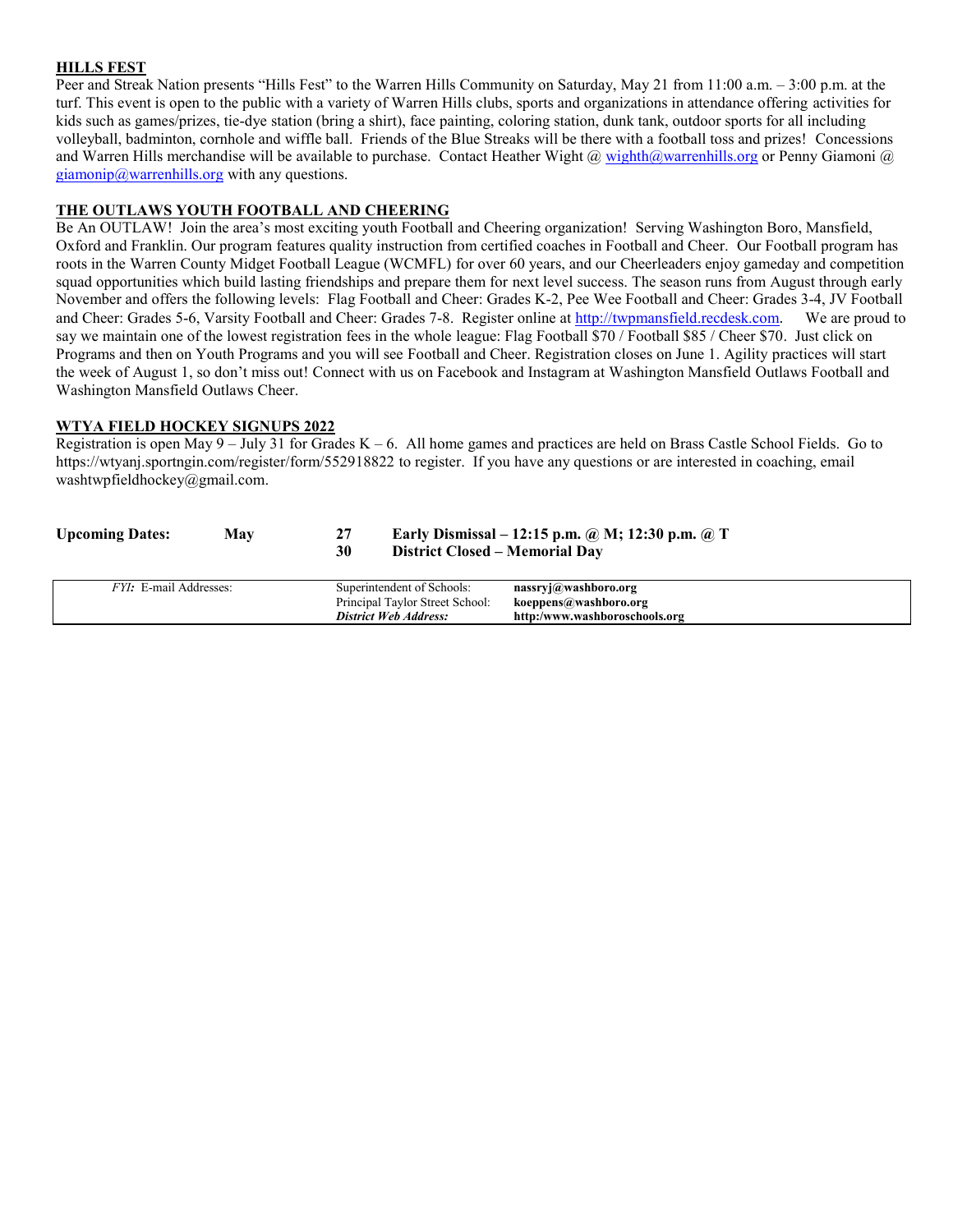## HILLS FEST

Peer and Streak Nation presents "Hills Fest" to the Warren Hills Community on Saturday, May 21 from 11:00 a.m. – 3:00 p.m. at the turf. This event is open to the public with a variety of Warren Hills clubs, sports and organizations in attendance offering activities for kids such as games/prizes, tie-dye station (bring a shirt), face painting, coloring station, dunk tank, outdoor sports for all including volleyball, badminton, cornhole and wiffle ball. Friends of the Blue Streaks will be there with a football toss and prizes! Concessions and Warren Hills merchandise will be available to purchase. Contact Heather Wight @ wighth@warrenhills.org or Penny Giamoni @ giamonip@warrenhills.org with any questions.

## THE OUTLAWS YOUTH FOOTBALL AND CHEERING

Be An OUTLAW! Join the area's most exciting youth Football and Cheering organization! Serving Washington Boro, Mansfield, Oxford and Franklin. Our program features quality instruction from certified coaches in Football and Cheer. Our Football program has roots in the Warren County Midget Football League (WCMFL) for over 60 years, and our Cheerleaders enjoy gameday and competition squad opportunities which build lasting friendships and prepare them for next level success. The season runs from August through early November and offers the following levels: Flag Football and Cheer: Grades K-2, Pee Wee Football and Cheer: Grades 3-4, JV Football and Cheer: Grades 5-6, Varsity Football and Cheer: Grades 7-8. Register online at http://twpmansfield.recdesk.com. We are proud to say we maintain one of the lowest registration fees in the whole league: Flag Football $70 / Football $85 / Cheer $70. Just click on Programs and then on Youth Programs and you will see Football and Cheer. Registration closes on June 1. Agility practices will start the week of August 1, so don't miss out! Connect with us on Facebook and Instagram at Washington Mansfield Outlaws Football and Washington Mansfield Outlaws Cheer.

## WTYA FIELD HOCKEY SIGNUPS 2022

Registration is open May 9 – July 31 for Grades K – 6. All home games and practices are held on Brass Castle School Fields. Go to https://wtyanj.sportngin.com/register/form/552918822 to register. If you have any questions or are interested in coaching, email washtwpfieldhockey@gmail.com.

| | | | |
|---|---|---|---|
| **Upcoming Dates:** | **May** | **27** | **Early Dismissal – 12:15 p.m. @ M; 12:30 p.m. @ T** |
| | | **30** | **District Closed – Memorial Day** |

| | | |
|---|---|---|
| *FYI:* E-mail Addresses: | Superintendent of Schools: | **nassryj@washboro.org** |
| | Principal Taylor Street School: | **koeppens@washboro.org** |
| | ***District Web Address:*** | **http:/www.washboroschools.org** |